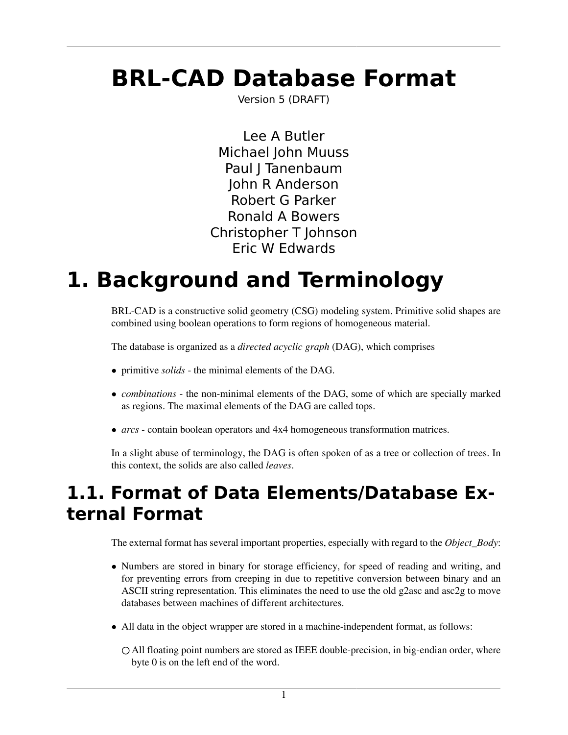# BRL-CAD Database Format

Version 5 (DRAFT)

Lee A Butler
Michael John Muuss
Paul J Tanenbaum
John R Anderson
Robert G Parker
Ronald A Bowers
Christopher T Johnson
Eric W Edwards

# 1. Background and Terminology

BRL-CAD is a constructive solid geometry (CSG) modeling system. Primitive solid shapes are combined using boolean operations to form regions of homogeneous material.

The database is organized as a *directed acyclic graph* (DAG), which comprises

- primitive *solids* - the minimal elements of the DAG.
- *combinations* - the non-minimal elements of the DAG, some of which are specially marked as regions. The maximal elements of the DAG are called tops.
- *arcs* - contain boolean operators and 4x4 homogeneous transformation matrices.

In a slight abuse of terminology, the DAG is often spoken of as a tree or collection of trees. In this context, the solids are also called *leaves*.

## 1.1. Format of Data Elements/Database External Format

The external format has several important properties, especially with regard to the *Object_Body*:

- Numbers are stored in binary for storage efficiency, for speed of reading and writing, and for preventing errors from creeping in due to repetitive conversion between binary and an ASCII string representation. This eliminates the need to use the old g2asc and asc2g to move databases between machines of different architectures.
- All data in the object wrapper are stored in a machine-independent format, as follows:
  - All floating point numbers are stored as IEEE double-precision, in big-endian order, where byte 0 is on the left end of the word.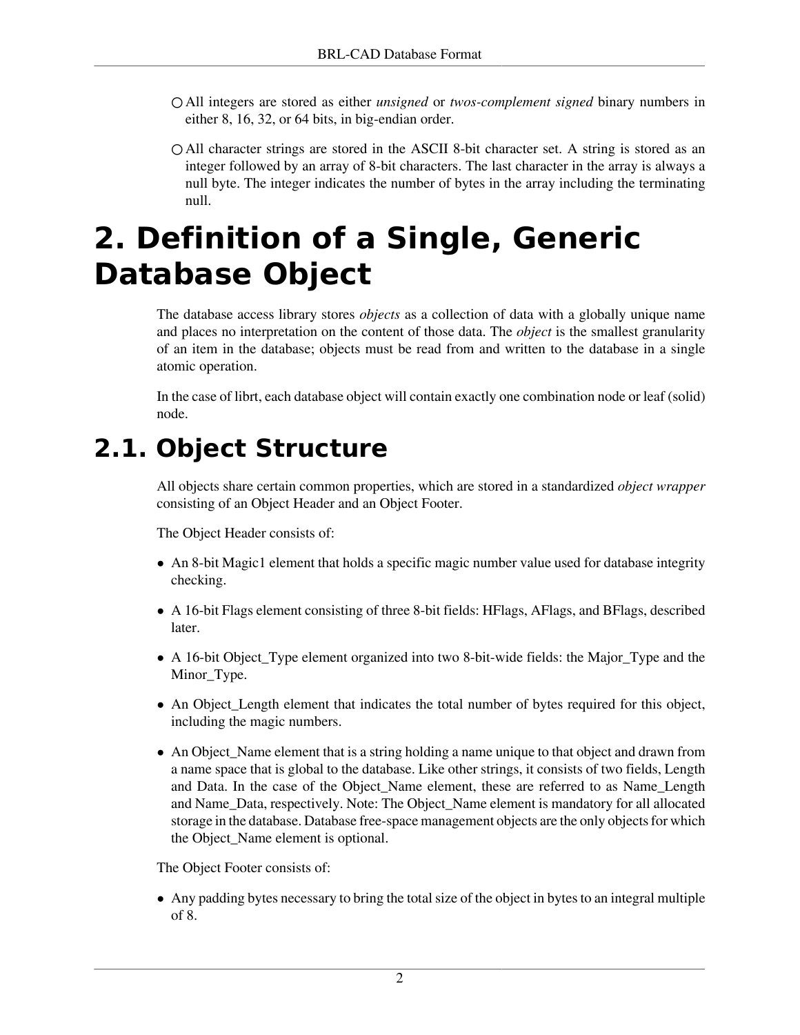- All integers are stored as either *unsigned* or *twos-complement signed* binary numbers in either 8, 16, 32, or 64 bits, in big-endian order.
- All character strings are stored in the ASCII 8-bit character set. A string is stored as an integer followed by an array of 8-bit characters. The last character in the array is always a null byte. The integer indicates the number of bytes in the array including the terminating null.

# 2. Definition of a Single, Generic Database Object

The database access library stores *objects* as a collection of data with a globally unique name and places no interpretation on the content of those data. The *object* is the smallest granularity of an item in the database; objects must be read from and written to the database in a single atomic operation.

In the case of librt, each database object will contain exactly one combination node or leaf (solid) node.

## 2.1. Object Structure

All objects share certain common properties, which are stored in a standardized *object wrapper* consisting of an Object Header and an Object Footer.

The Object Header consists of:

- An 8-bit Magic1 element that holds a specific magic number value used for database integrity checking.
- A 16-bit Flags element consisting of three 8-bit fields: HFlags, AFlags, and BFlags, described later.
- A 16-bit Object_Type element organized into two 8-bit-wide fields: the Major_Type and the Minor_Type.
- An Object_Length element that indicates the total number of bytes required for this object, including the magic numbers.
- An Object_Name element that is a string holding a name unique to that object and drawn from a name space that is global to the database. Like other strings, it consists of two fields, Length and Data. In the case of the Object_Name element, these are referred to as Name_Length and Name_Data, respectively. Note: The Object_Name element is mandatory for all allocated storage in the database. Database free-space management objects are the only objects for which the Object_Name element is optional.

The Object Footer consists of:

- Any padding bytes necessary to bring the total size of the object in bytes to an integral multiple of 8.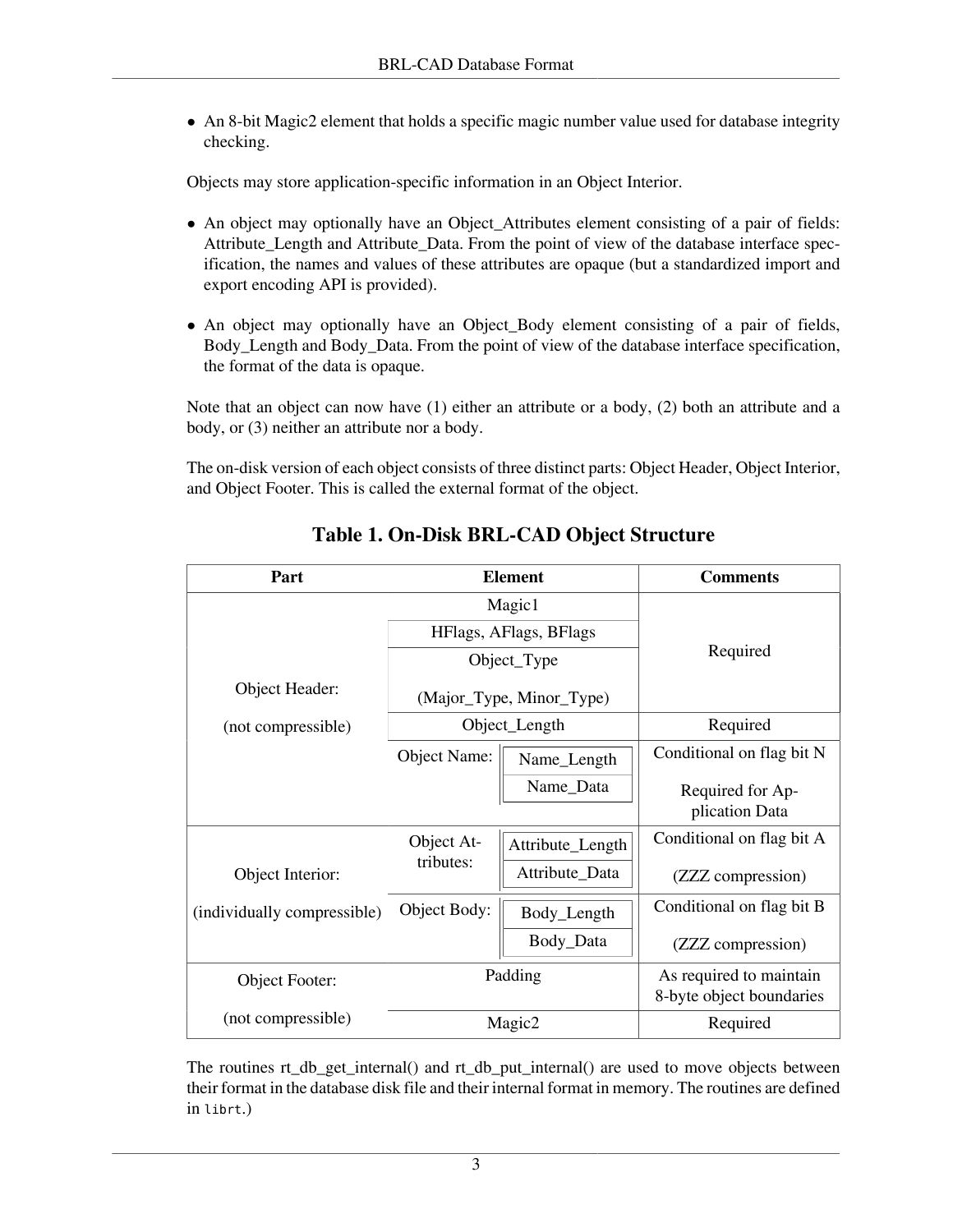- An 8-bit Magic2 element that holds a specific magic number value used for database integrity checking.

Objects may store application-specific information in an Object Interior.

- An object may optionally have an Object_Attributes element consisting of a pair of fields: Attribute_Length and Attribute_Data. From the point of view of the database interface specification, the names and values of these attributes are opaque (but a standardized import and export encoding API is provided).

- An object may optionally have an Object_Body element consisting of a pair of fields, Body_Length and Body_Data. From the point of view of the database interface specification, the format of the data is opaque.

Note that an object can now have (1) either an attribute or a body, (2) both an attribute and a body, or (3) neither an attribute nor a body.

The on-disk version of each object consists of three distinct parts: Object Header, Object Interior, and Object Footer. This is called the external format of the object.

**Table 1. On-Disk BRL-CAD Object Structure**

| Part | Element | | Comments |
|---|---|---|---|
| Object Header: (not compressible) | Magic1 | | Required |
| | HFlags, AFlags, BFlags | | |
| | Object_Type (Major_Type, Minor_Type) | | |
| | Object_Length | | Required |
| | Object Name: | Name_Length | Conditional on flag bit N Required for Application Data |
| | | Name_Data | |
| Object Interior: (individually compressible) | Object Attributes: | Attribute_Length | Conditional on flag bit A (ZZZ compression) |
| | | Attribute_Data | |
| | Object Body: | Body_Length | Conditional on flag bit B (ZZZ compression) |
| | | Body_Data | |
| Object Footer: (not compressible) | Padding | | As required to maintain 8-byte object boundaries |
| | Magic2 | | Required |

The routines rt_db_get_internal() and rt_db_put_internal() are used to move objects between their format in the database disk file and their internal format in memory. The routines are defined in `librt`.)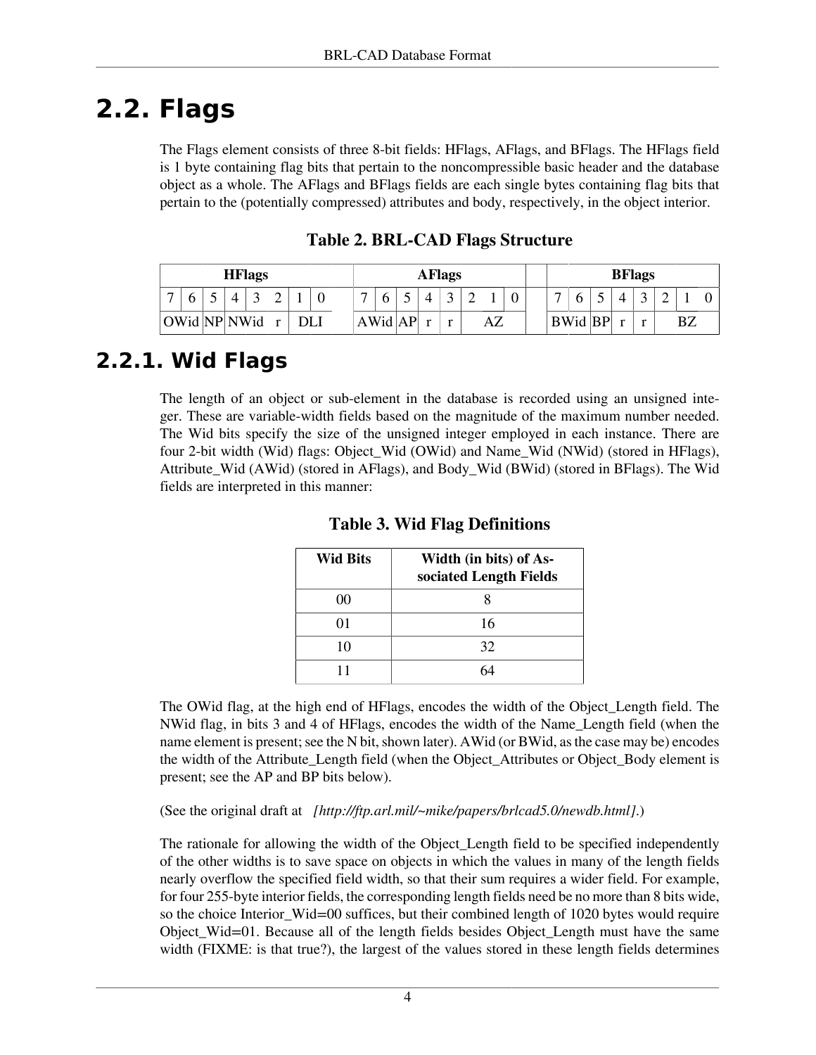## 2.2. Flags

The Flags element consists of three 8-bit fields: HFlags, AFlags, and BFlags. The HFlags field is 1 byte containing flag bits that pertain to the noncompressible basic header and the database object as a whole. The AFlags and BFlags fields are each single bytes containing flag bits that pertain to the (potentially compressed) attributes and body, respectively, in the object interior.

**Table 2. BRL-CAD Flags Structure**

| HFlags | | | | | | | | | AFlags | | | | | | | | | | BFlags | | | | | | | |
|---|---|---|---|---|---|---|---|---|---|---|---|---|---|---|---|---|---|---|---|---|---|---|---|---|---|---|
| 7 | 6 | 5 | 4 | 3 | 2 | 1 | 0 | | 7 | 6 | 5 | 4 | 3 | 2 | 1 | 0 | | | 7 | 6 | 5 | 4 | 3 | 2 | 1 | 0 |
| OWid | | NP | NWid | | r | DLI | | | AWid | | AP | r | r | AZ | | | | | BWid | | BP | r | r | BZ | | |

### 2.2.1. Wid Flags

The length of an object or sub-element in the database is recorded using an unsigned integer. These are variable-width fields based on the magnitude of the maximum number needed. The Wid bits specify the size of the unsigned integer employed in each instance. There are four 2-bit width (Wid) flags: Object_Wid (OWid) and Name_Wid (NWid) (stored in HFlags), Attribute_Wid (AWid) (stored in AFlags), and Body_Wid (BWid) (stored in BFlags). The Wid fields are interpreted in this manner:

**Table 3. Wid Flag Definitions**

| Wid Bits | Width (in bits) of Associated Length Fields |
|---|---|
| 00 | 8 |
| 01 | 16 |
| 10 | 32 |
| 11 | 64 |

The OWid flag, at the high end of HFlags, encodes the width of the Object_Length field. The NWid flag, in bits 3 and 4 of HFlags, encodes the width of the Name_Length field (when the name element is present; see the N bit, shown later). AWid (or BWid, as the case may be) encodes the width of the Attribute_Length field (when the Object_Attributes or Object_Body element is present; see the AP and BP bits below).

(See the original draft at *[http://ftp.arl.mil/~mike/papers/brlcad5.0/newdb.html]*.)

The rationale for allowing the width of the Object_Length field to be specified independently of the other widths is to save space on objects in which the values in many of the length fields nearly overflow the specified field width, so that their sum requires a wider field. For example, for four 255-byte interior fields, the corresponding length fields need be no more than 8 bits wide, so the choice Interior_Wid=00 suffices, but their combined length of 1020 bytes would require Object_Wid=01. Because all of the length fields besides Object_Length must have the same width (FIXME: is that true?), the largest of the values stored in these length fields determines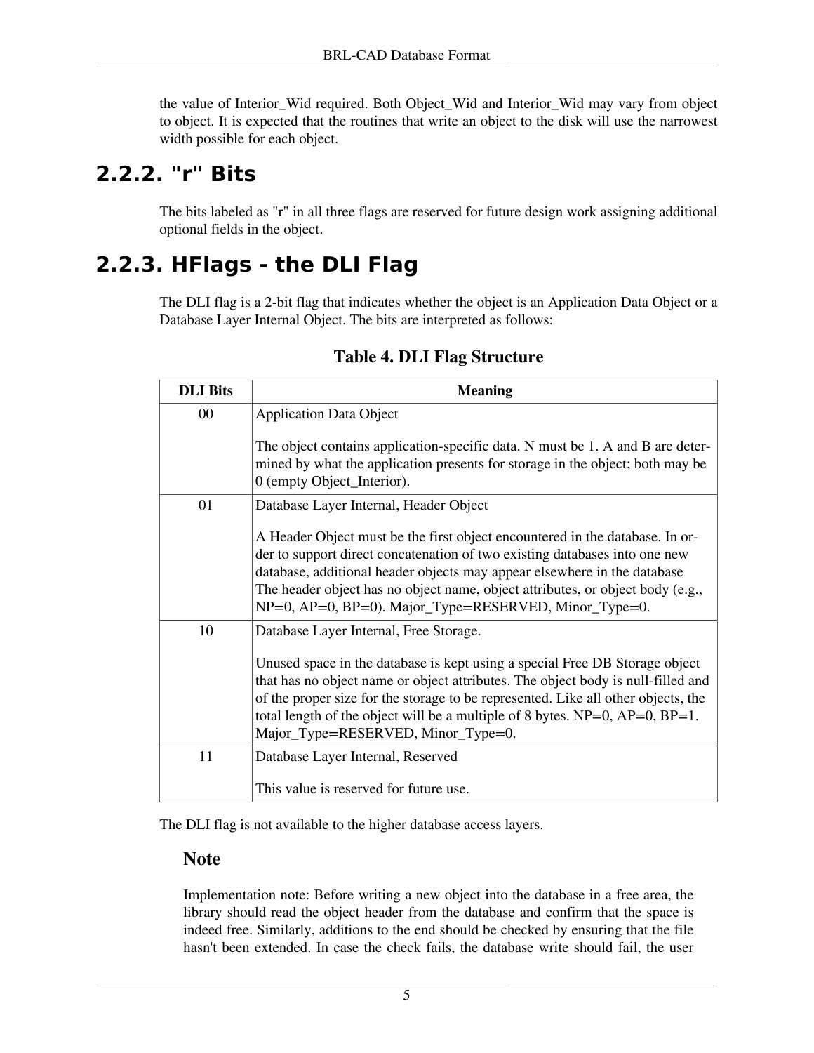the value of Interior_Wid required. Both Object_Wid and Interior_Wid may vary from object to object. It is expected that the routines that write an object to the disk will use the narrowest width possible for each object.

## 2.2.2. "r" Bits

The bits labeled as "r" in all three flags are reserved for future design work assigning additional optional fields in the object.

## 2.2.3. HFlags - the DLI Flag

The DLI flag is a 2-bit flag that indicates whether the object is an Application Data Object or a Database Layer Internal Object. The bits are interpreted as follows:

**Table 4. DLI Flag Structure**

| DLI Bits | Meaning |
|---|---|
| 00 | Application Data Object<br><br>The object contains application-specific data. N must be 1. A and B are determined by what the application presents for storage in the object; both may be 0 (empty Object_Interior). |
| 01 | Database Layer Internal, Header Object<br><br>A Header Object must be the first object encountered in the database. In order to support direct concatenation of two existing databases into one new database, additional header objects may appear elsewhere in the database The header object has no object name, object attributes, or object body (e.g., NP=0, AP=0, BP=0). Major_Type=RESERVED, Minor_Type=0. |
| 10 | Database Layer Internal, Free Storage.<br><br>Unused space in the database is kept using a special Free DB Storage object that has no object name or object attributes. The object body is null-filled and of the proper size for the storage to be represented. Like all other objects, the total length of the object will be a multiple of 8 bytes. NP=0, AP=0, BP=1. Major_Type=RESERVED, Minor_Type=0. |
| 11 | Database Layer Internal, Reserved<br><br>This value is reserved for future use. |

The DLI flag is not available to the higher database access layers.

### Note

Implementation note: Before writing a new object into the database in a free area, the library should read the object header from the database and confirm that the space is indeed free. Similarly, additions to the end should be checked by ensuring that the file hasn't been extended. In case the check fails, the database write should fail, the user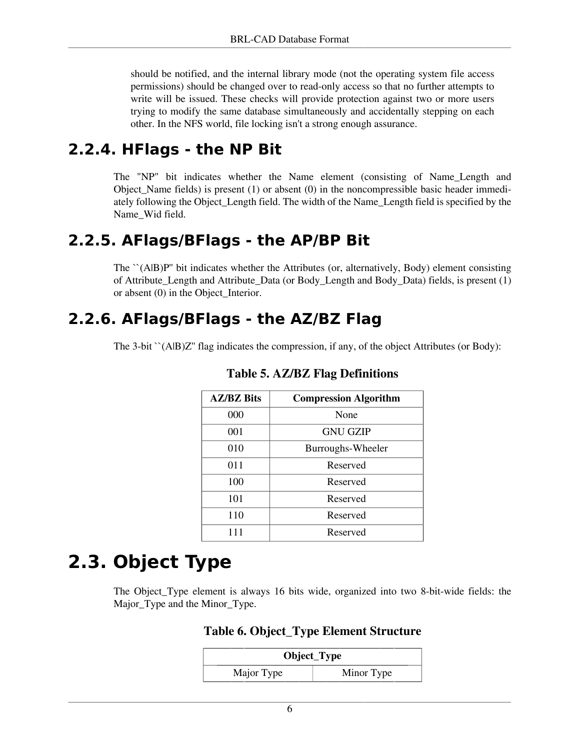should be notified, and the internal library mode (not the operating system file access permissions) should be changed over to read-only access so that no further attempts to write will be issued. These checks will provide protection against two or more users trying to modify the same database simultaneously and accidentally stepping on each other. In the NFS world, file locking isn't a strong enough assurance.

### 2.2.4. HFlags - the NP Bit

The "NP" bit indicates whether the Name element (consisting of Name_Length and Object_Name fields) is present (1) or absent (0) in the noncompressible basic header immediately following the Object_Length field. The width of the Name_Length field is specified by the Name_Wid field.

### 2.2.5. AFlags/BFlags - the AP/BP Bit

The ``(A|B)P'' bit indicates whether the Attributes (or, alternatively, Body) element consisting of Attribute_Length and Attribute_Data (or Body_Length and Body_Data) fields, is present (1) or absent (0) in the Object_Interior.

### 2.2.6. AFlags/BFlags - the AZ/BZ Flag

The 3-bit ``(A|B)Z'' flag indicates the compression, if any, of the object Attributes (or Body):

**Table 5. AZ/BZ Flag Definitions**

| AZ/BZ Bits | Compression Algorithm |
|---|---|
| 000 | None |
| 001 | GNU GZIP |
| 010 | Burroughs-Wheeler |
| 011 | Reserved |
| 100 | Reserved |
| 101 | Reserved |
| 110 | Reserved |
| 111 | Reserved |

## 2.3. Object Type

The Object_Type element is always 16 bits wide, organized into two 8-bit-wide fields: the Major_Type and the Minor_Type.

**Table 6. Object_Type Element Structure**

| Object_Type | |
|---|---|
| Major Type | Minor Type |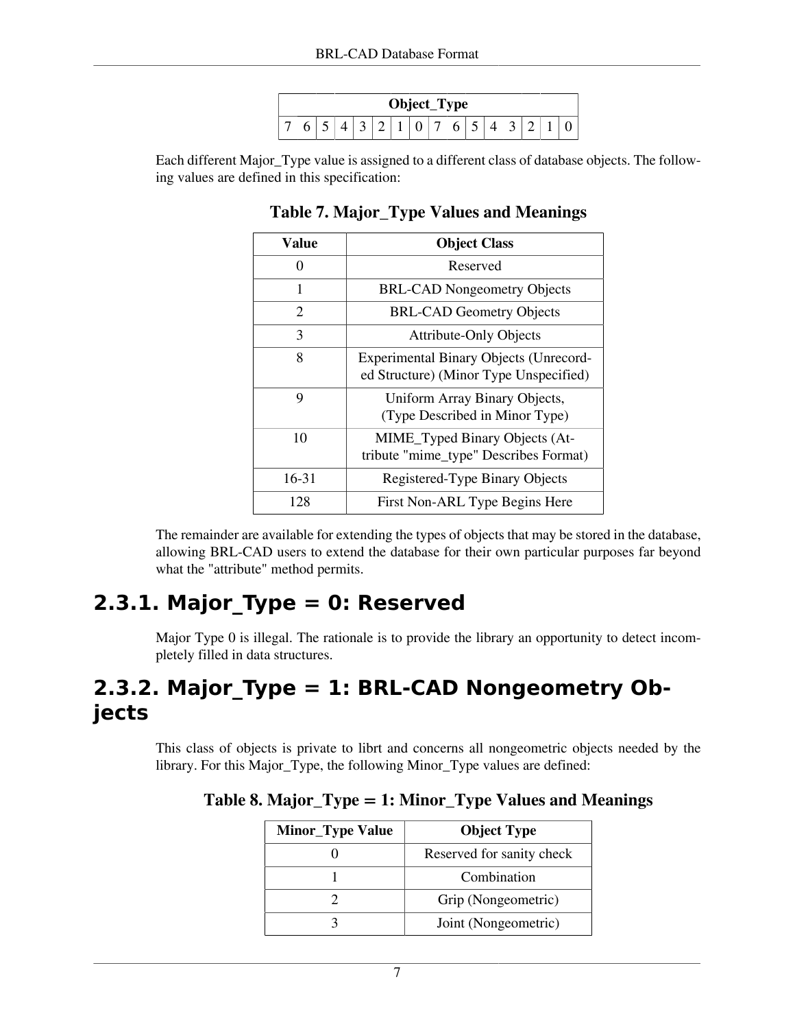| Object_Type | | | | | | | | | | | | | | | |
|---|---|---|---|---|---|---|---|---|---|---|---|---|---|---|---|
| 7 | 6 | 5 | 4 | 3 | 2 | 1 | 0 | 7 | 6 | 5 | 4 | 3 | 2 | 1 | 0 |

Each different Major_Type value is assigned to a different class of database objects. The following values are defined in this specification:

**Table 7. Major_Type Values and Meanings**

| Value | Object Class |
|---|---|
| 0 | Reserved |
| 1 | BRL-CAD Nongeometry Objects |
| 2 | BRL-CAD Geometry Objects |
| 3 | Attribute-Only Objects |
| 8 | Experimental Binary Objects (Unrecorded Structure) (Minor Type Unspecified) |
| 9 | Uniform Array Binary Objects, (Type Described in Minor Type) |
| 10 | MIME_Typed Binary Objects (Attribute "mime_type" Describes Format) |
| 16-31 | Registered-Type Binary Objects |
| 128 | First Non-ARL Type Begins Here |

The remainder are available for extending the types of objects that may be stored in the database, allowing BRL-CAD users to extend the database for their own particular purposes far beyond what the "attribute" method permits.

## 2.3.1. Major_Type = 0: Reserved

Major Type 0 is illegal. The rationale is to provide the library an opportunity to detect incompletely filled in data structures.

## 2.3.2. Major_Type = 1: BRL-CAD Nongeometry Objects

This class of objects is private to librt and concerns all nongeometric objects needed by the library. For this Major_Type, the following Minor_Type values are defined:

**Table 8. Major_Type = 1: Minor_Type Values and Meanings**

| Minor_Type Value | Object Type |
|---|---|
| 0 | Reserved for sanity check |
| 1 | Combination |
| 2 | Grip (Nongeometric) |
| 3 | Joint (Nongeometric) |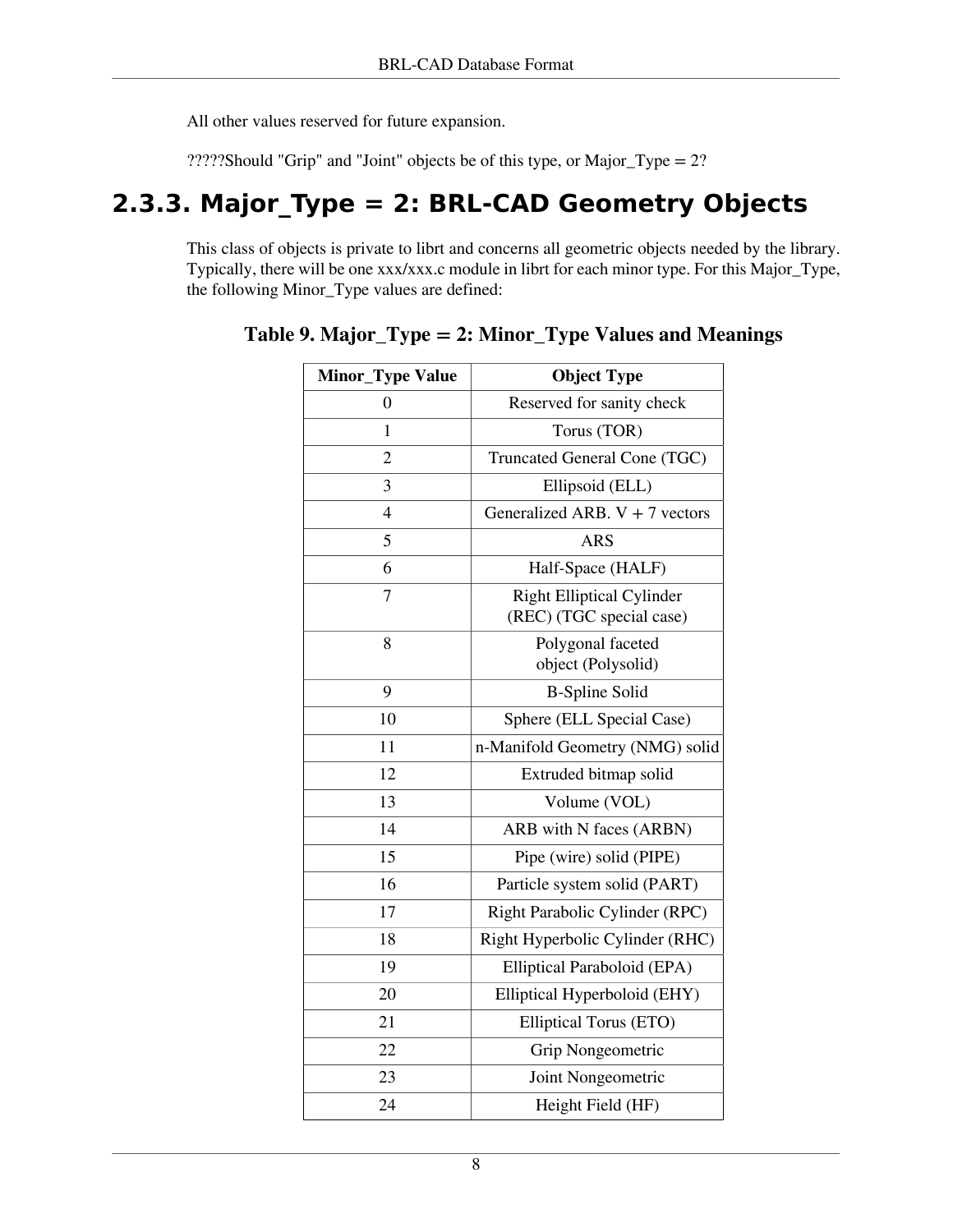All other values reserved for future expansion.

?????Should "Grip" and "Joint" objects be of this type, or Major_Type = 2?

### 2.3.3. Major_Type = 2: BRL-CAD Geometry Objects

This class of objects is private to librt and concerns all geometric objects needed by the library. Typically, there will be one xxx/xxx.c module in librt for each minor type. For this Major_Type, the following Minor_Type values are defined:

**Table 9. Major_Type = 2: Minor_Type Values and Meanings**

| Minor_Type Value | Object Type |
|---|---|
| 0 | Reserved for sanity check |
| 1 | Torus (TOR) |
| 2 | Truncated General Cone (TGC) |
| 3 | Ellipsoid (ELL) |
| 4 | Generalized ARB. V + 7 vectors |
| 5 | ARS |
| 6 | Half-Space (HALF) |
| 7 | Right Elliptical Cylinder (REC) (TGC special case) |
| 8 | Polygonal faceted object (Polysolid) |
| 9 | B-Spline Solid |
| 10 | Sphere (ELL Special Case) |
| 11 | n-Manifold Geometry (NMG) solid |
| 12 | Extruded bitmap solid |
| 13 | Volume (VOL) |
| 14 | ARB with N faces (ARBN) |
| 15 | Pipe (wire) solid (PIPE) |
| 16 | Particle system solid (PART) |
| 17 | Right Parabolic Cylinder (RPC) |
| 18 | Right Hyperbolic Cylinder (RHC) |
| 19 | Elliptical Paraboloid (EPA) |
| 20 | Elliptical Hyperboloid (EHY) |
| 21 | Elliptical Torus (ETO) |
| 22 | Grip Nongeometric |
| 23 | Joint Nongeometric |
| 24 | Height Field (HF) |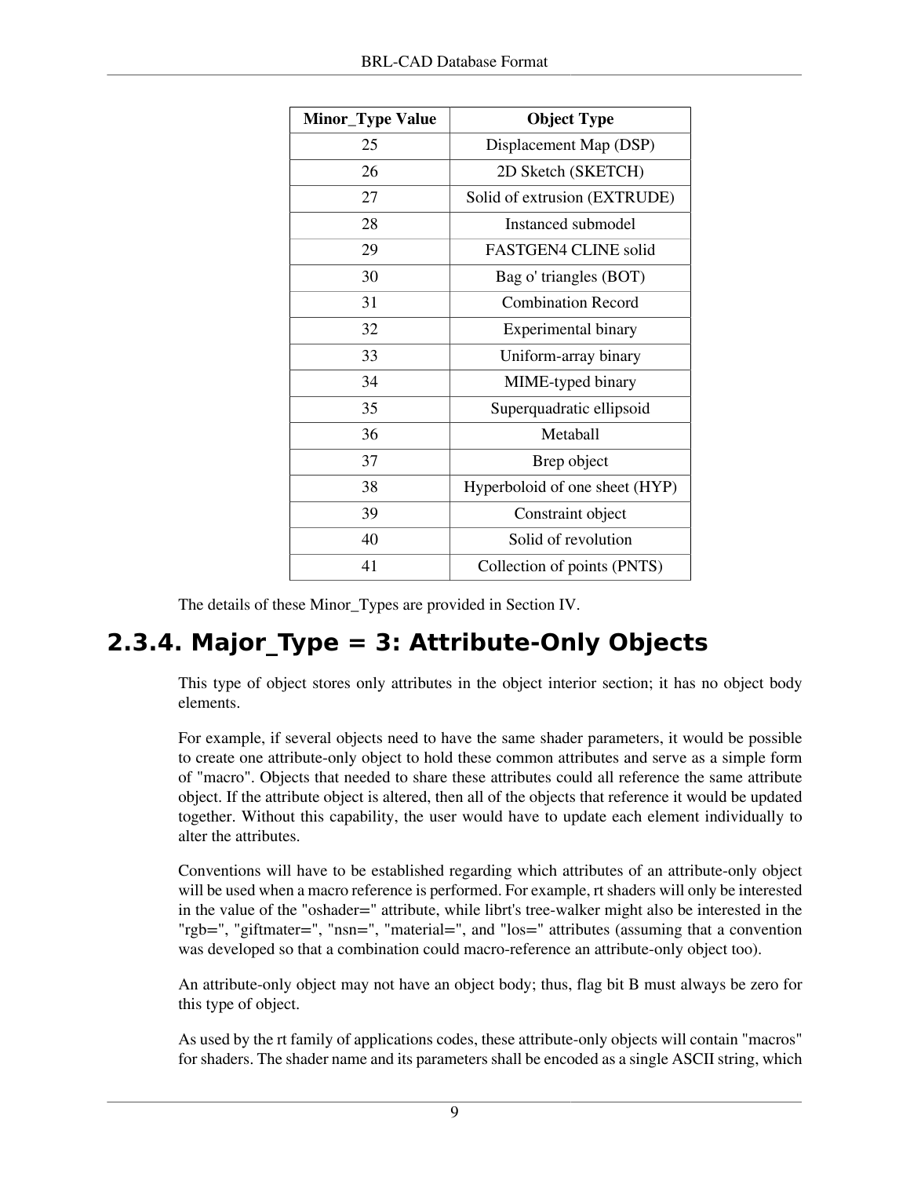| Minor_Type Value | Object Type |
|---|---|
| 25 | Displacement Map (DSP) |
| 26 | 2D Sketch (SKETCH) |
| 27 | Solid of extrusion (EXTRUDE) |
| 28 | Instanced submodel |
| 29 | FASTGEN4 CLINE solid |
| 30 | Bag o' triangles (BOT) |
| 31 | Combination Record |
| 32 | Experimental binary |
| 33 | Uniform-array binary |
| 34 | MIME-typed binary |
| 35 | Superquadratic ellipsoid |
| 36 | Metaball |
| 37 | Brep object |
| 38 | Hyperboloid of one sheet (HYP) |
| 39 | Constraint object |
| 40 | Solid of revolution |
| 41 | Collection of points (PNTS) |

The details of these Minor_Types are provided in Section IV.

## 2.3.4. Major_Type = 3: Attribute-Only Objects

This type of object stores only attributes in the object interior section; it has no object body elements.

For example, if several objects need to have the same shader parameters, it would be possible to create one attribute-only object to hold these common attributes and serve as a simple form of "macro". Objects that needed to share these attributes could all reference the same attribute object. If the attribute object is altered, then all of the objects that reference it would be updated together. Without this capability, the user would have to update each element individually to alter the attributes.

Conventions will have to be established regarding which attributes of an attribute-only object will be used when a macro reference is performed. For example, rt shaders will only be interested in the value of the "oshader=" attribute, while librt's tree-walker might also be interested in the "rgb=", "giftmater=", "nsn=", "material=", and "los=" attributes (assuming that a convention was developed so that a combination could macro-reference an attribute-only object too).

An attribute-only object may not have an object body; thus, flag bit B must always be zero for this type of object.

As used by the rt family of applications codes, these attribute-only objects will contain "macros" for shaders. The shader name and its parameters shall be encoded as a single ASCII string, which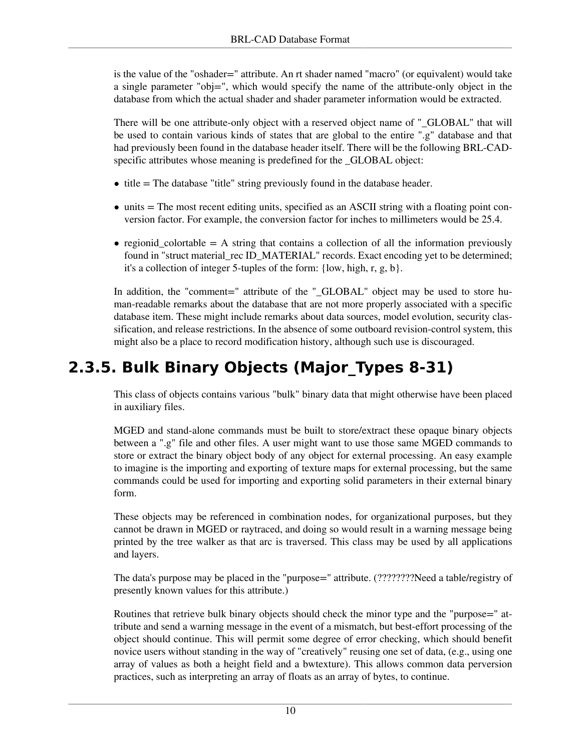is the value of the "oshader=" attribute. An rt shader named "macro" (or equivalent) would take a single parameter "obj=", which would specify the name of the attribute-only object in the database from which the actual shader and shader parameter information would be extracted.

There will be one attribute-only object with a reserved object name of "_GLOBAL" that will be used to contain various kinds of states that are global to the entire ".g" database and that had previously been found in the database header itself. There will be the following BRL-CAD-specific attributes whose meaning is predefined for the _GLOBAL object:

- title = The database "title" string previously found in the database header.
- units = The most recent editing units, specified as an ASCII string with a floating point conversion factor. For example, the conversion factor for inches to millimeters would be 25.4.
- regionid_colortable = A string that contains a collection of all the information previously found in "struct material_rec ID_MATERIAL" records. Exact encoding yet to be determined; it's a collection of integer 5-tuples of the form: {low, high, r, g, b}.

In addition, the "comment=" attribute of the "_GLOBAL" object may be used to store human-readable remarks about the database that are not more properly associated with a specific database item. These might include remarks about data sources, model evolution, security classification, and release restrictions. In the absence of some outboard revision-control system, this might also be a place to record modification history, although such use is discouraged.

## 2.3.5. Bulk Binary Objects (Major_Types 8-31)

This class of objects contains various "bulk" binary data that might otherwise have been placed in auxiliary files.

MGED and stand-alone commands must be built to store/extract these opaque binary objects between a ".g" file and other files. A user might want to use those same MGED commands to store or extract the binary object body of any object for external processing. An easy example to imagine is the importing and exporting of texture maps for external processing, but the same commands could be used for importing and exporting solid parameters in their external binary form.

These objects may be referenced in combination nodes, for organizational purposes, but they cannot be drawn in MGED or raytraced, and doing so would result in a warning message being printed by the tree walker as that arc is traversed. This class may be used by all applications and layers.

The data's purpose may be placed in the "purpose=" attribute. (????????Need a table/registry of presently known values for this attribute.)

Routines that retrieve bulk binary objects should check the minor type and the "purpose=" attribute and send a warning message in the event of a mismatch, but best-effort processing of the object should continue. This will permit some degree of error checking, which should benefit novice users without standing in the way of "creatively" reusing one set of data, (e.g., using one array of values as both a height field and a bwtexture). This allows common data perversion practices, such as interpreting an array of floats as an array of bytes, to continue.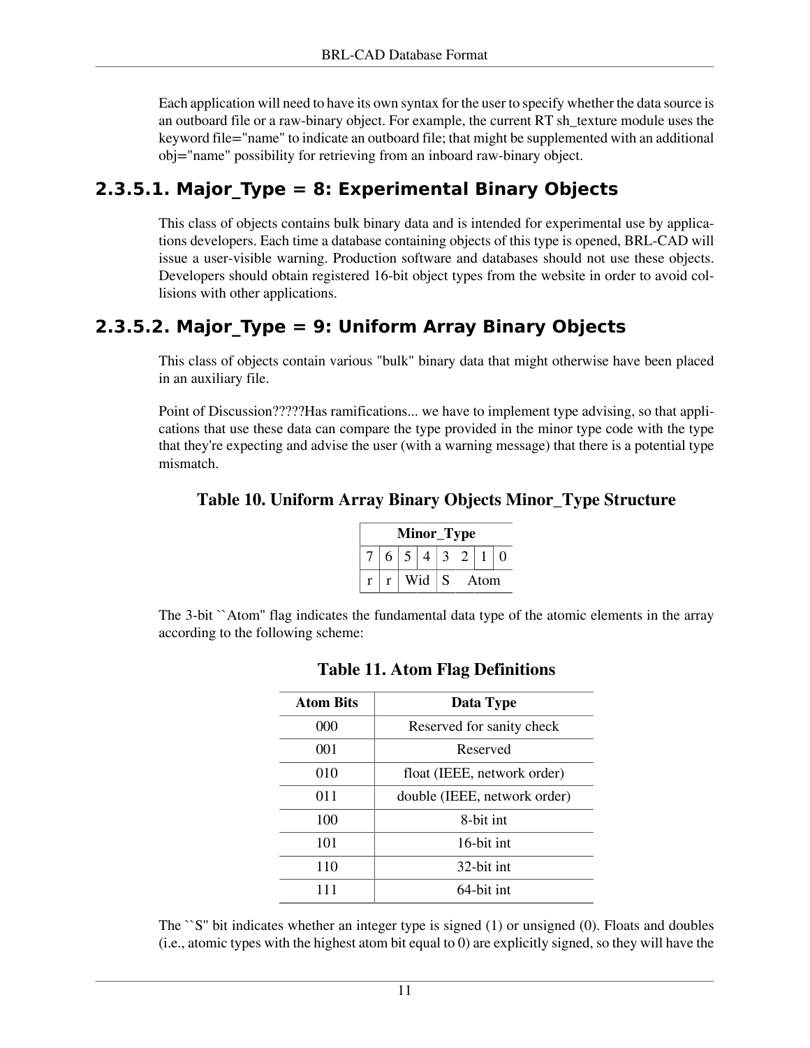Each application will need to have its own syntax for the user to specify whether the data source is an outboard file or a raw-binary object. For example, the current RT sh_texture module uses the keyword file="name" to indicate an outboard file; that might be supplemented with an additional obj="name" possibility for retrieving from an inboard raw-binary object.

### 2.3.5.1. Major_Type = 8: Experimental Binary Objects

This class of objects contains bulk binary data and is intended for experimental use by applications developers. Each time a database containing objects of this type is opened, BRL-CAD will issue a user-visible warning. Production software and databases should not use these objects. Developers should obtain registered 16-bit object types from the website in order to avoid collisions with other applications.

### 2.3.5.2. Major_Type = 9: Uniform Array Binary Objects

This class of objects contain various "bulk" binary data that might otherwise have been placed in an auxiliary file.

Point of Discussion?????Has ramifications... we have to implement type advising, so that applications that use these data can compare the type provided in the minor type code with the type that they're expecting and advise the user (with a warning message) that there is a potential type mismatch.

**Table 10. Uniform Array Binary Objects Minor_Type Structure**

| Minor_Type | | | | | | | |
|---|---|---|---|---|---|---|---|
| 7 | 6 | 5 | 4 | 3 | 2 | 1 | 0 |
| r | r | Wid | | S | Atom | | |

The ``Atom'' flag indicates the fundamental data type of the atomic elements in the array according to the following scheme:

**Table 11. Atom Flag Definitions**

| Atom Bits | Data Type |
|---|---|
| 000 | Reserved for sanity check |
| 001 | Reserved |
| 010 | float (IEEE, network order) |
| 011 | double (IEEE, network order) |
| 100 | 8-bit int |
| 101 | 16-bit int |
| 110 | 32-bit int |
| 111 | 64-bit int |

The ``S'' bit indicates whether an integer type is signed (1) or unsigned (0). Floats and doubles (i.e., atomic types with the highest atom bit equal to 0) are explicitly signed, so they will have the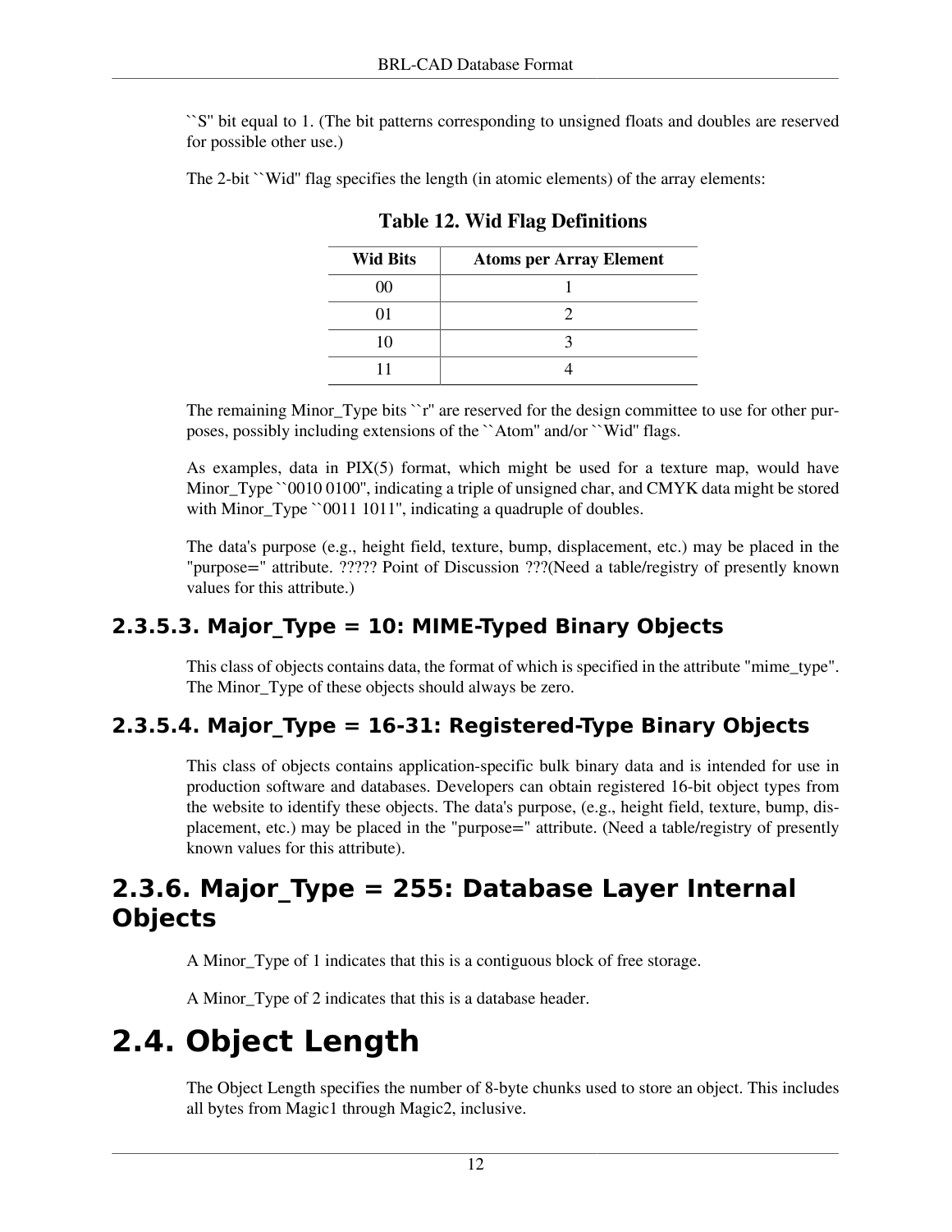``S'' bit equal to 1. (The bit patterns corresponding to unsigned floats and doubles are reserved for possible other use.)

The 2-bit ``Wid'' flag specifies the length (in atomic elements) of the array elements:

**Table 12. Wid Flag Definitions**

| Wid Bits | Atoms per Array Element |
| --- | --- |
| 00 | 1 |
| 01 | 2 |
| 10 | 3 |
| 11 | 4 |

The remaining Minor_Type bits ``r'' are reserved for the design committee to use for other purposes, possibly including extensions of the ``Atom'' and/or ``Wid'' flags.

As examples, data in PIX(5) format, which might be used for a texture map, would have Minor_Type ``0010 0100'', indicating a triple of unsigned char, and CMYK data might be stored with Minor_Type ``0011 1011'', indicating a quadruple of doubles.

The data's purpose (e.g., height field, texture, bump, displacement, etc.) may be placed in the "purpose=" attribute. ????? Point of Discussion ???(Need a table/registry of presently known values for this attribute.)

### 2.3.5.3. Major_Type = 10: MIME-Typed Binary Objects

This class of objects contains data, the format of which is specified in the attribute "mime_type". The Minor_Type of these objects should always be zero.

### 2.3.5.4. Major_Type = 16-31: Registered-Type Binary Objects

This class of objects contains application-specific bulk binary data and is intended for use in production software and databases. Developers can obtain registered 16-bit object types from the website to identify these objects. The data's purpose, (e.g., height field, texture, bump, displacement, etc.) may be placed in the "purpose=" attribute. (Need a table/registry of presently known values for this attribute).

## 2.3.6. Major_Type = 255: Database Layer Internal Objects

A Minor_Type of 1 indicates that this is a contiguous block of free storage.

A Minor_Type of 2 indicates that this is a database header.

# 2.4. Object Length

The Object Length specifies the number of 8-byte chunks used to store an object. This includes all bytes from Magic1 through Magic2, inclusive.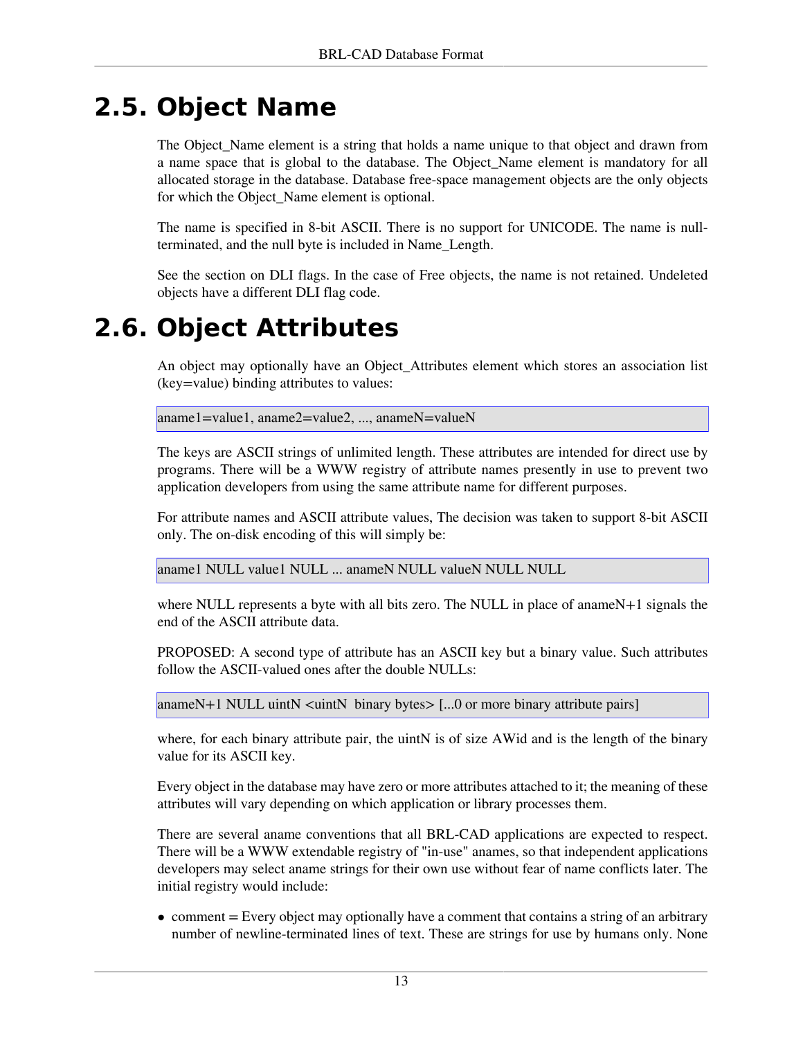## 2.5. Object Name

The Object_Name element is a string that holds a name unique to that object and drawn from a name space that is global to the database. The Object_Name element is mandatory for all allocated storage in the database. Database free-space management objects are the only objects for which the Object_Name element is optional.

The name is specified in 8-bit ASCII. There is no support for UNICODE. The name is null-terminated, and the null byte is included in Name_Length.

See the section on DLI flags. In the case of Free objects, the name is not retained. Undeleted objects have a different DLI flag code.

## 2.6. Object Attributes

An object may optionally have an Object_Attributes element which stores an association list (key=value) binding attributes to values:

```
aname1=value1, aname2=value2, ..., anameN=valueN
```

The keys are ASCII strings of unlimited length. These attributes are intended for direct use by programs. There will be a WWW registry of attribute names presently in use to prevent two application developers from using the same attribute name for different purposes.

For attribute names and ASCII attribute values, The decision was taken to support 8-bit ASCII only. The on-disk encoding of this will simply be:

```
aname1 NULL value1 NULL ... anameN NULL valueN NULL NULL
```

where NULL represents a byte with all bits zero. The NULL in place of anameN+1 signals the end of the ASCII attribute data.

PROPOSED: A second type of attribute has an ASCII key but a binary value. Such attributes follow the ASCII-valued ones after the double NULLs:

```
anameN+1 NULL uintN <uintN  binary bytes> [...0 or more binary attribute pairs]
```

where, for each binary attribute pair, the uintN is of size AWid and is the length of the binary value for its ASCII key.

Every object in the database may have zero or more attributes attached to it; the meaning of these attributes will vary depending on which application or library processes them.

There are several aname conventions that all BRL-CAD applications are expected to respect. There will be a WWW extendable registry of "in-use" anames, so that independent applications developers may select aname strings for their own use without fear of name conflicts later. The initial registry would include:

- comment = Every object may optionally have a comment that contains a string of an arbitrary number of newline-terminated lines of text. These are strings for use by humans only. None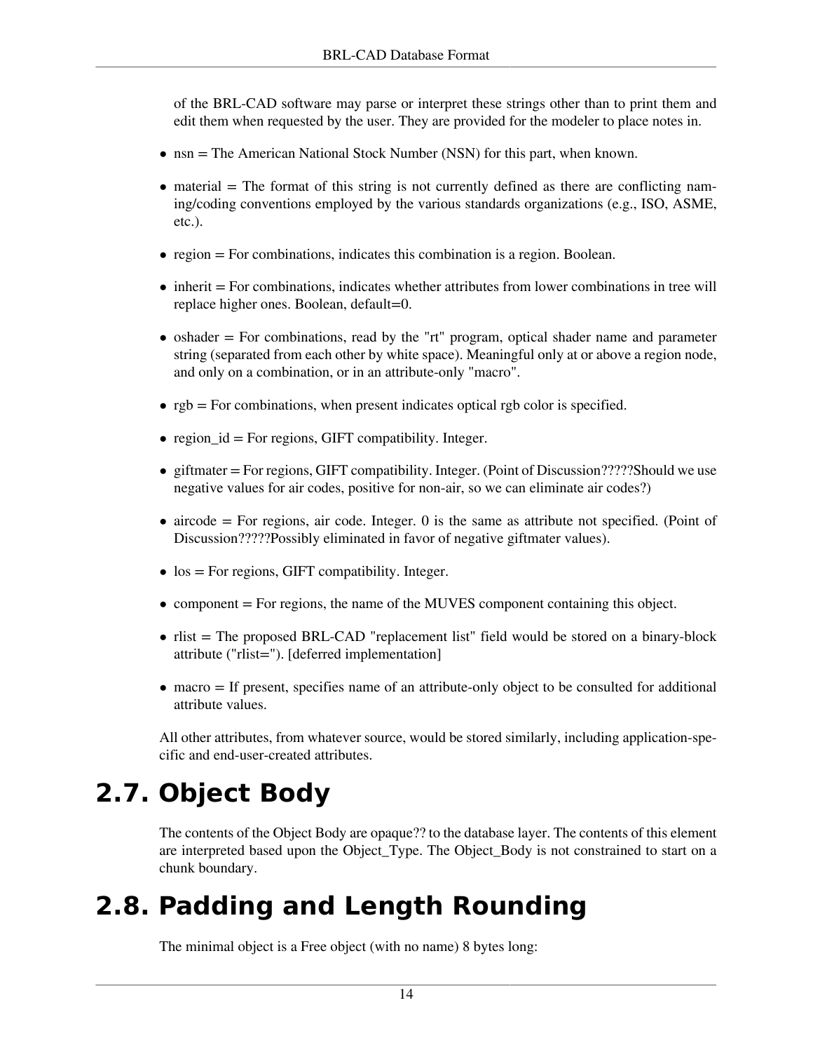of the BRL-CAD software may parse or interpret these strings other than to print them and edit them when requested by the user. They are provided for the modeler to place notes in.

- nsn = The American National Stock Number (NSN) for this part, when known.
- material = The format of this string is not currently defined as there are conflicting naming/coding conventions employed by the various standards organizations (e.g., ISO, ASME, etc.).
- region = For combinations, indicates this combination is a region. Boolean.
- inherit = For combinations, indicates whether attributes from lower combinations in tree will replace higher ones. Boolean, default=0.
- oshader = For combinations, read by the "rt" program, optical shader name and parameter string (separated from each other by white space). Meaningful only at or above a region node, and only on a combination, or in an attribute-only "macro".
- rgb = For combinations, when present indicates optical rgb color is specified.
- region_id = For regions, GIFT compatibility. Integer.
- giftmater = For regions, GIFT compatibility. Integer. (Point of Discussion?????Should we use negative values for air codes, positive for non-air, so we can eliminate air codes?)
- aircode = For regions, air code. Integer. 0 is the same as attribute not specified. (Point of Discussion?????Possibly eliminated in favor of negative giftmater values).
- los = For regions, GIFT compatibility. Integer.
- component = For regions, the name of the MUVES component containing this object.
- rlist = The proposed BRL-CAD "replacement list" field would be stored on a binary-block attribute ("rlist="). [deferred implementation]
- macro = If present, specifies name of an attribute-only object to be consulted for additional attribute values.

All other attributes, from whatever source, would be stored similarly, including application-specific and end-user-created attributes.

## 2.7. Object Body

The contents of the Object Body are opaque?? to the database layer. The contents of this element are interpreted based upon the Object_Type. The Object_Body is not constrained to start on a chunk boundary.

## 2.8. Padding and Length Rounding

The minimal object is a Free object (with no name) 8 bytes long: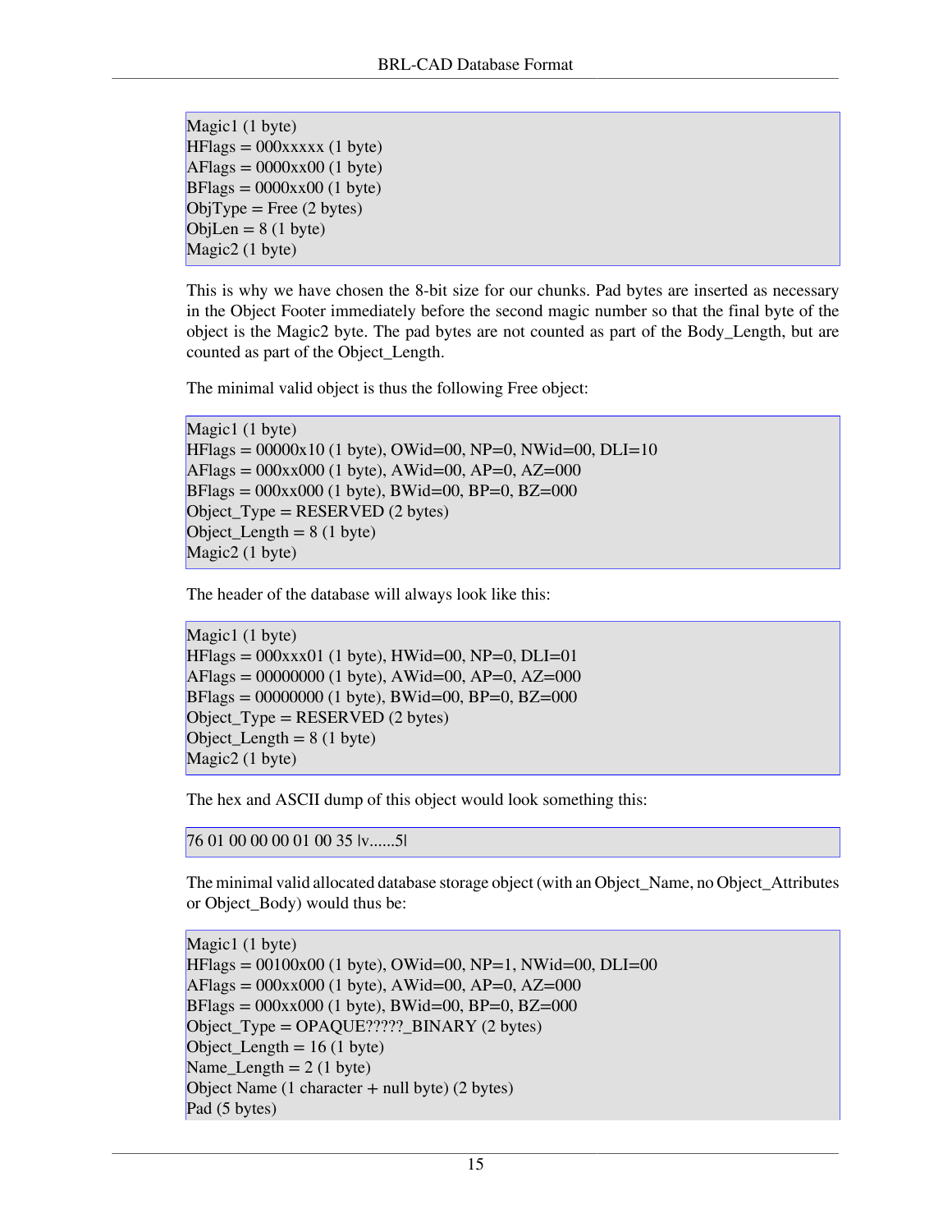```
Magic1 (1 byte)
HFlags = 000xxxxx (1 byte)
AFlags = 0000xx00 (1 byte)
BFlags = 0000xx00 (1 byte)
ObjType = Free (2 bytes)
ObjLen = 8 (1 byte)
Magic2 (1 byte)
```

This is why we have chosen the 8-bit size for our chunks. Pad bytes are inserted as necessary in the Object Footer immediately before the second magic number so that the final byte of the object is the Magic2 byte. The pad bytes are not counted as part of the Body_Length, but are counted as part of the Object_Length.

The minimal valid object is thus the following Free object:

```
Magic1 (1 byte)
HFlags = 00000x10 (1 byte), OWid=00, NP=0, NWid=00, DLI=10
AFlags = 000xx000 (1 byte), AWid=00, AP=0, AZ=000
BFlags = 000xx000 (1 byte), BWid=00, BP=0, BZ=000
Object_Type = RESERVED (2 bytes)
Object_Length = 8 (1 byte)
Magic2 (1 byte)
```

The header of the database will always look like this:

```
Magic1 (1 byte)
HFlags = 000xxx01 (1 byte), HWid=00, NP=0, DLI=01
AFlags = 00000000 (1 byte), AWid=00, AP=0, AZ=000
BFlags = 00000000 (1 byte), BWid=00, BP=0, BZ=000
Object_Type = RESERVED (2 bytes)
Object_Length = 8 (1 byte)
Magic2 (1 byte)
```

The hex and ASCII dump of this object would look something this:

```
76 01 00 00 00 01 00 35 |v......5|
```

The minimal valid allocated database storage object (with an Object_Name, no Object_Attributes or Object_Body) would thus be:

```
Magic1 (1 byte)
HFlags = 00100x00 (1 byte), OWid=00, NP=1, NWid=00, DLI=00
AFlags = 000xx000 (1 byte), AWid=00, AP=0, AZ=000
BFlags = 000xx000 (1 byte), BWid=00, BP=0, BZ=000
Object_Type = OPAQUE?????_BINARY (2 bytes)
Object_Length = 16 (1 byte)
Name_Length = 2 (1 byte)
Object Name (1 character + null byte) (2 bytes)
Pad (5 bytes)
```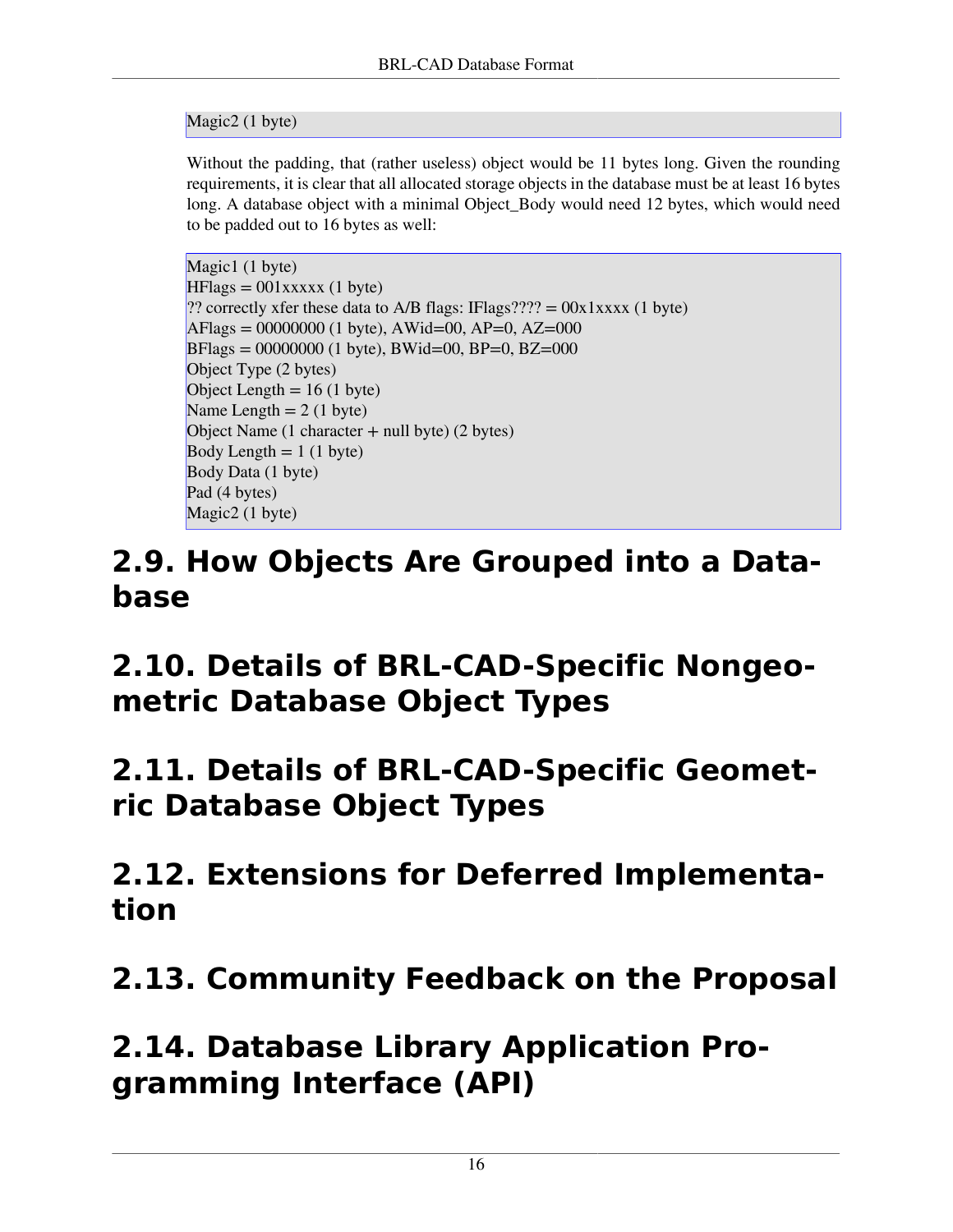```
Magic2 (1 byte)
```

Without the padding, that (rather useless) object would be 11 bytes long. Given the rounding requirements, it is clear that all allocated storage objects in the database must be at least 16 bytes long. A database object with a minimal Object_Body would need 12 bytes, which would need to be padded out to 16 bytes as well:

```
Magic1 (1 byte)
HFlags = 001xxxxx (1 byte)
?? correctly xfer these data to A/B flags: IFlags???? = 00x1xxxx (1 byte)
AFlags = 00000000 (1 byte), AWid=00, AP=0, AZ=000
BFlags = 00000000 (1 byte), BWid=00, BP=0, BZ=000
Object Type (2 bytes)
Object Length = 16 (1 byte)
Name Length = 2 (1 byte)
Object Name (1 character + null byte) (2 bytes)
Body Length = 1 (1 byte)
Body Data (1 byte)
Pad (4 bytes)
Magic2 (1 byte)
```

## 2.9. How Objects Are Grouped into a Database

## 2.10. Details of BRL-CAD-Specific Nongeometric Database Object Types

## 2.11. Details of BRL-CAD-Specific Geometric Database Object Types

## 2.12. Extensions for Deferred Implementation

## 2.13. Community Feedback on the Proposal

## 2.14. Database Library Application Programming Interface (API)